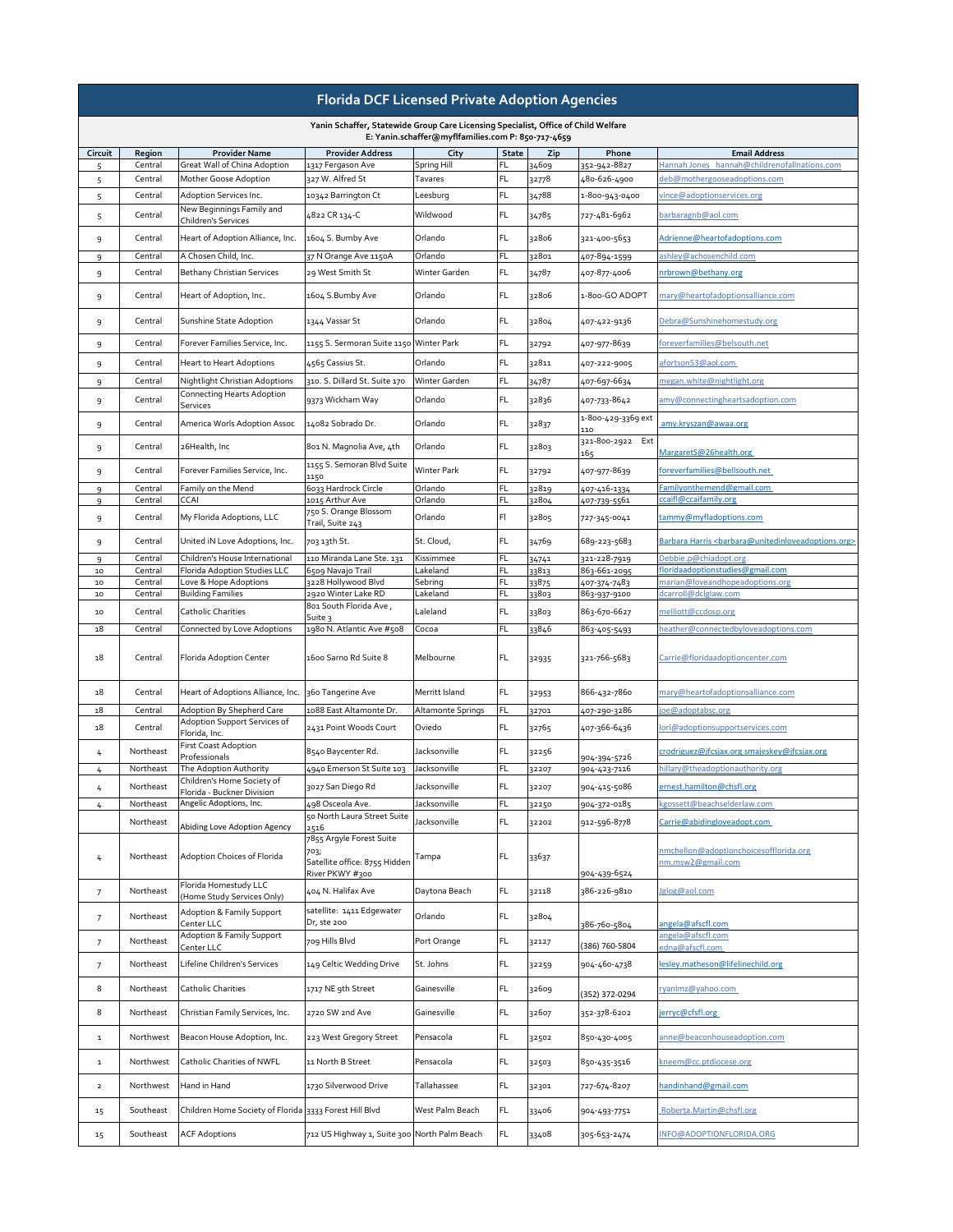# Florida DCF Licensed Private Adoption Agencies

**Yanin Schaffer, Statewide Group Care Licensing Specialist, Office of Child Welfare**
**E: Yanin.schaffer@myflfamilies.com P: 850-717-4659**

| Circuit | Region | Provider Name | Provider Address | City | State | Zip | Phone | Email Address |
|---|---|---|---|---|---|---|---|---|
| 5 | Central | Great Wall of China Adoption | 1317 Fergason Ave | Spring Hill | FL | 34609 | 352-942-8827 | Hannah Jones hannah@childrenofallnations.com |
| 5 | Central | Mother Goose Adoption | 327 W. Alfred St | Tavares | FL | 32778 | 480-626-4900 | deb@mothergooseadoptions.com |
| 5 | Central | Adoption Services Inc. | 10342 Barrington Ct | Leesburg | FL | 34788 | 1-800-943-0400 | vince@adoptionservices.org |
| 5 | Central | New Beginnings Family and Children's Services | 4822 CR 134-C | Wildwood | FL | 34785 | 727-481-6962 | barbaragnb@aol.com |
| 9 | Central | Heart of Adoption Alliance, Inc. | 1604 S. Bumby Ave | Orlando | FL | 32806 | 321-400-5653 | Adrienne@heartofadoptions.com |
| 9 | Central | A Chosen Child, Inc. | 37 N Orange Ave 1150A | Orlando | FL | 32801 | 407-894-1599 | ashley@achosenchild.com |
| 9 | Central | Bethany Christian Services | 29 West Smith St | Winter Garden | FL | 34787 | 407-877-4006 | nrbrown@bethany.org |
| 9 | Central | Heart of Adoption, Inc. | 1604 S.Bumby Ave | Orlando | FL | 32806 | 1-800-GO ADOPT | mary@heartofadoptionsalliance.com |
| 9 | Central | Sunshine State Adoption | 1344 Vassar St | Orlando | FL | 32804 | 407-422-9136 | Debra@Sunshinehomestudy.org |
| 9 | Central | Forever Families Service, Inc. | 1155 S. Sermoran Suite 1150 | Winter Park | FL | 32792 | 407-977-8639 | foreverfamilies@belsouth.net |
| 9 | Central | Heart to Heart Adoptions | 4565 Cassius St. | Orlando | FL | 32811 | 407-222-9005 | afortson53@aol.com |
| 9 | Central | Nightlight Christian Adoptions | 310. S. Dillard St. Suite 170 | Winter Garden | FL | 34787 | 407-697-6634 | megan.white@nightlight.org |
| 9 | Central | Connecting Hearts Adoption Services | 9373 Wickham Way | Orlando | FL | 32836 | 407-733-8642 | amy@connectingheartsadoption.com |
| 9 | Central | America Worls Adoption Assoc | 14082 Sobrado Dr. | Orlando | FL | 32837 | 1-800-429-3369 ext 110 | amy.kryszan@awaa.org |
| 9 | Central | 26Health, Inc | 801 N. Magnolia Ave, 4th | Orlando | FL | 32803 | 321-800-2922 Ext 165 | MargaretS@26health.org |
| 9 | Central | Forever Families Service, Inc. | 1155 S. Semoran Blvd Suite 1150 | Winter Park | FL | 32792 | 407-977-8639 | foreverfamilies@bellsouth.net |
| 9 | Central | Family on the Mend | 6033 Hardrock Circle | Orlando | FL | 32819 | 407-416-1334 | Familyonthemend@gmail.com |
| 9 | Central | CCAI | 1015 Arthur Ave | Orlando | FL | 32804 | 407-739-5561 | ccaifl@ccaifamily.org |
| 9 | Central | My Florida Adoptions, LLC | 750 S. Orange Blossom Trail, Suite 243 | Orlando | Fl | 32805 | 727-345-0041 | tammy@myfladoptions.com |
| 9 | Central | United iN Love Adoptions, Inc. | 703 13th St. | St. Cloud, | FL | 34769 | 689-223-5683 | Barbara Harris <barbara@unitedinloveadoptions.org> |
| 9 | Central | Children's House International | 110 Miranda Lane Ste. 131 | Kissimmee | FL | 34741 | 321-228-7919 | Debbie.p@chiadopt.org |
| 10 | Central | Florida Adoption Studies LLC | 6509 Navajo Trail | Lakeland | FL | 33813 | 863-661-2095 | floridaadoptionstudies@gmail.com |
| 10 | Central | Love & Hope Adoptions | 3228 Hollywood Blvd | Sebring | FL | 33875 | 407-374-7483 | marian@loveandhopeadoptions.org |
| 10 | Central | Building Families | 2920 Winter Lake RD | Lakeland | FL | 33803 | 863-937-9100 | dcarroll@dclglaw.com |
| 10 | Central | Catholic Charities | 801 South Florida Ave , Suite 3 | Laleland | FL | 33803 | 863-670-6627 | melliott@ccdosp.org |
| 18 | Central | Connected by Love Adoptions | 1980 N. Atlantic Ave #508 | Cocoa | FL | 33846 | 863-405-5493 | heather@connectedbyloveadoptions.com |
| 18 | Central | Florida Adoption Center | 1600 Sarno Rd Suite 8 | Melbourne | FL | 32935 | 321-766-5683 | Carrie@floridaadoptioncenter.com |
| 18 | Central | Heart of Adoptions Alliance, Inc. | 360 Tangerine Ave | Merritt Island | FL | 32953 | 866-432-7860 | mary@heartofadoptionsalliance.com |
| 18 | Central | Adoption By Shepherd Care | 1088 East Altamonte Dr. | Altamonte Springs | FL | 32701 | 407-290-3286 | joe@adoptabsc.org |
| 18 | Central | Adoption Support Services of Florida, Inc. | 2431 Point Woods Court | Oviedo | FL | 32765 | 407-366-6436 | lori@adoptionsupportservices.com |
| 4 | Northeast | First Coast Adoption Professionals | 8540 Baycenter Rd. | Jacksonville | FL | 32256 | 904-394-5726 | crodriguez@jfcsjax.org smajeskey@jfcsjax.org |
| 4 | Northeast | The Adoption Authority | 4940 Emerson St Suite 103 | Jacksonville | FL | 32207 | 904-423-7116 | hillary@theadoptionauthority.org |
| 4 | Northeast | Children's Home Society of Florida - Buckner Division | 3027 San Diego Rd | Jacksonville | FL | 32207 | 904-415-5086 | ernest.hamilton@chsfl.org |
| 4 | Northeast | Angelic Adoptions, Inc. | 498 Osceola Ave. | Jacksonville | FL | 32250 | 904-372-0185 | kgossett@beachselderlaw.com |
|  | Northeast | Abiding Love Adoption Agency | 50 North Laura Street Suite 2516 | Jacksonville | FL | 32202 | 912-596-8778 | Carrie@abidingloveadopt.com |
| 4 | Northeast | Adoption Choices of Florida | 7855 Argyle Forest Suite 703; Satellite office: 8755 Hidden River PKWY #300 | Tampa | FL | 33637 | 904-439-6524 | nmchellon@adoptionchoicesofflorida.org nm.msw2@gmail.com |
| 7 | Northeast | Florida Homestudy LLC (Home Study Services Only) | 404 N. Halifax Ave | Daytona Beach | FL | 32118 | 386-226-9810 | Jglog@aol.com |
| 7 | Northeast | Adoption & Family Support Center LLC | satellite: 1411 Edgewater Dr, ste 200 | Orlando | FL | 32804 | 386-760-5804 | angela@afscfl.com |
| 7 | Northeast | Adoption & Family Support Center LLC | 709 Hills Blvd | Port Orange | FL | 32127 | (386) 760-5804 | angela@afscfl.com edna@afscfl.com |
| 7 | Northeast | Lifeline Children's Services | 149 Celtic Wedding Drive | St. Johns | FL | 32259 | 904-460-4738 | lesley.matheson@lifelinechild.org |
| 8 | Northeast | Catholic Charities | 1717 NE 9th Street | Gainesville | FL | 32609 | (352) 372-0294 | ryanlmz@yahoo.com |
| 8 | Northeast | Christian Family Services, Inc. | 2720 SW 2nd Ave | Gainesville | FL | 32607 | 352-378-6202 | jerryc@cfsfl.org |
| 1 | Northwest | Beacon House Adoption, Inc. | 223 West Gregory Street | Pensacola | FL | 32502 | 850-430-4005 | anne@beaconhouseadoption.com |
| 1 | Northwest | Catholic Charities of NWFL | 11 North B Street | Pensacola | FL | 32503 | 850-435-3516 | kneem@cc.ptdiocese.org |
| 2 | Northwest | Hand in Hand | 1730 Silverwood Drive | Tallahassee | FL | 32301 | 727-674-8207 | handinhand@gmail.com |
| 15 | Southeast | Children Home Society of Florida | 3333 Forest Hill Blvd | West Palm Beach | FL | 33406 | 904-493-7751 | Roberta.Martin@chsfl.org |
| 15 | Southeast | ACF Adoptions | 712 US Highway 1, Suite 300 | North Palm Beach | FL | 33408 | 305-653-2474 | INFO@ADOPTIONFLORIDA.ORG |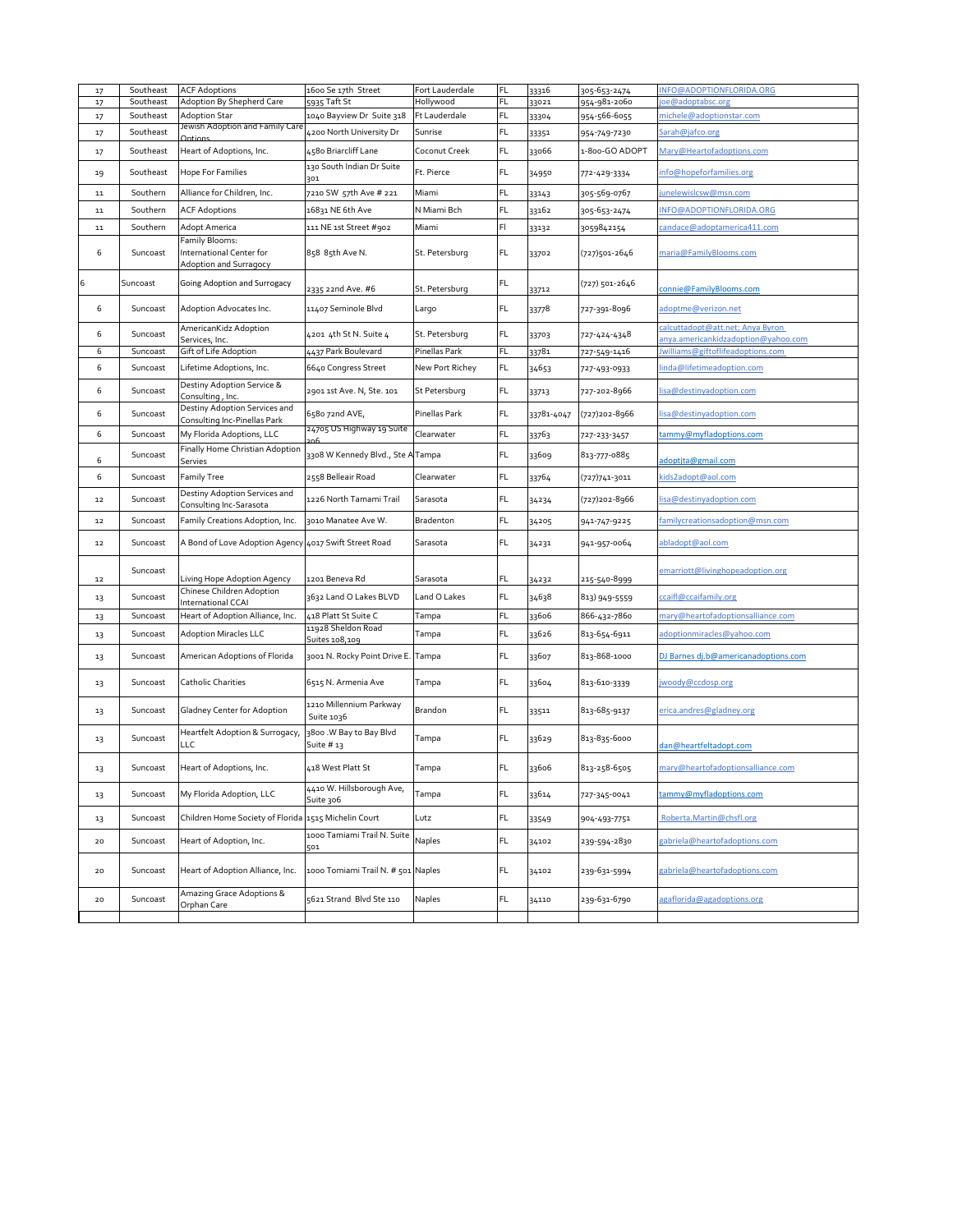| | | | | | | | | |
|---|---|---|---|---|---|---|---|---|
| 17 | Southeast | ACF Adoptions | 1600 Se 17th Street | Fort Lauderdale | FL | 33316 | 305-653-2474 | INFO@ADOPTIONFLORIDA.ORG |
| 17 | Southeast | Adoption By Shepherd Care | 5935 Taft St | Hollywood | FL | 33021 | 954-981-2060 | joe@adoptabsc.org |
| 17 | Southeast | Adoption Star | 1040 Bayview Dr Suite 318 | Ft Lauderdale | FL | 33304 | 954-566-6055 | michele@adoptionstar.com |
| 17 | Southeast | Jewish Adoption and Family Care Options | 4200 North University Dr | Sunrise | FL | 33351 | 954-749-7230 | Sarah@jafco.org |
| 17 | Southeast | Heart of Adoptions, Inc. | 4580 Briarcliff Lane | Coconut Creek | FL | 33066 | 1-800-GO ADOPT | Mary@Heartofadoptions.com |
| 19 | Southeast | Hope For Families | 130 South Indian Dr Suite 301 | Ft. Pierce | FL | 34950 | 772-429-3334 | info@hopeforfamilies.org |
| 11 | Southern | Alliance for Children, Inc. | 7210 SW 57th Ave # 221 | Miami | FL | 33143 | 305-569-0767 | junelewislcsw@msn.com |
| 11 | Southern | ACF Adoptions | 16831 NE 6th Ave | N Miami Bch | FL | 33162 | 305-653-2474 | INFO@ADOPTIONFLORIDA.ORG |
| 11 | Southern | Adopt America | 111 NE 1st Street #902 | Miami | Fl | 33132 | 3059842154 | candace@adoptamerica411.com |
| 6 | Suncoast | Family Blooms: International Center for Adoption and Surragocy | 858 85th Ave N. | St. Petersburg | FL | 33702 | (727)501-2646 | maria@FamilyBlooms.com |
| 6 | Suncoast | Going Adoption and Surrogacy | 2335 22nd Ave. #6 | St. Petersburg | FL | 33712 | (727) 501-2646 | connie@FamilyBlooms.com |
| 6 | Suncoast | Adoption Advocates Inc. | 11407 Seminole Blvd | Largo | FL | 33778 | 727-391-8096 | adoptme@verizon.net |
| 6 | Suncoast | AmericanKidz Adoption Services, Inc. | 4201 4th St N. Suite 4 | St. Petersburg | FL | 33703 | 727-424-4348 | calcuttadopt@att.net; Anya Byron anya.americankidzadoption@yahoo.com |
| 6 | Suncoast | Gift of Life Adoption | 4437 Park Boulevard | Pinellas Park | FL | 33781 | 727-549-1416 | Jwilliams@giftoflifeadoptions.com |
| 6 | Suncoast | Lifetime Adoptions, Inc. | 6640 Congress Street | New Port Richey | FL | 34653 | 727-493-0933 | linda@lifetimeadoption.com |
| 6 | Suncoast | Destiny Adoption Service & Consulting , Inc. | 2901 1st Ave. N, Ste. 101 | St Petersburg | FL | 33713 | 727-202-8966 | lisa@destinyadoption.com |
| 6 | Suncoast | Destiny Adoption Services and Consulting Inc-Pinellas Park | 6580 72nd AVE, | Pinellas Park | FL | 33781-4047 | (727)202-8966 | lisa@destinyadoption.com |
| 6 | Suncoast | My Florida Adoptions, LLC | 24705 US Highway 19 Suite 206 | Clearwater | FL | 33763 | 727-233-3457 | tammy@myfladoptions.com |
| 6 | Suncoast | Finally Home Christian Adoption Servies | 3308 W Kennedy Blvd., Ste A | Tampa | FL | 33609 | 813-777-0885 | adoptjta@gmail.com |
| 6 | Suncoast | Family Tree | 2558 Belleair Road | Clearwater | FL | 33764 | (727)741-3011 | kids2adopt@aol.com |
| 12 | Suncoast | Destiny Adoption Services and Consulting Inc-Sarasota | 1226 North Tamami Trail | Sarasota | FL | 34234 | (727)202-8966 | lisa@destinyadoption.com |
| 12 | Suncoast | Family Creations Adoption, Inc. | 3010 Manatee Ave W. | Bradenton | FL | 34205 | 941-747-9225 | familycreationsadoption@msn.com |
| 12 | Suncoast | A Bond of Love Adoption Agency | 4017 Swift Street Road | Sarasota | FL | 34231 | 941-957-0064 | abladopt@aol.com |
| 12 | Suncoast | Living Hope Adoption Agency | 1201 Beneva Rd | Sarasota | FL | 34232 | 215-540-8999 | emarriott@livinghopeadoption.org |
| 13 | Suncoast | Chinese Children Adoption International CCAI | 3632 Land O Lakes BLVD | Land O Lakes | FL | 34638 | 813) 949-5559 | ccaifl@ccaifamily.org |
| 13 | Suncoast | Heart of Adoption Alliance, Inc. | 418 Platt St Suite C | Tampa | FL | 33606 | 866-432-7860 | mary@heartofadoptionsalliance.com |
| 13 | Suncoast | Adoption Miracles LLC | 11928 Sheldon Road Suites 108,109 | Tampa | FL | 33626 | 813-654-6911 | adoptionmiracles@yahoo.com |
| 13 | Suncoast | American Adoptions of Florida | 3001 N. Rocky Point Drive E. | Tampa | FL | 33607 | 813-868-1000 | DJ Barnes dj.b@americanadoptions.com |
| 13 | Suncoast | Catholic Charities | 6515 N. Armenia Ave | Tampa | FL | 33604 | 813-610-3339 | jwoody@ccdosp.org |
| 13 | Suncoast | Gladney Center for Adoption | 1210 Millennium Parkway Suite 1036 | Brandon | FL | 33511 | 813-685-9137 | erica.andres@gladney.org |
| 13 | Suncoast | Heartfelt Adoption & Surrogacy, LLC | 3800 .W Bay to Bay Blvd Suite # 13 | Tampa | FL | 33629 | 813-835-6000 | dan@heartfeltadopt.com |
| 13 | Suncoast | Heart of Adoptions, Inc. | 418 West Platt St | Tampa | FL | 33606 | 813-258-6505 | mary@heartofadoptionsalliance.com |
| 13 | Suncoast | My Florida Adoption, LLC | 4410 W. Hillsborough Ave, Suite 306 | Tampa | FL | 33614 | 727-345-0041 | tammy@myfladoptions.com |
| 13 | Suncoast | Children Home Society of Florida | 1515 Michelin Court | Lutz | FL | 33549 | 904-493-7751 | Roberta.Martin@chsfl.org |
| 20 | Suncoast | Heart of Adoption, Inc. | 1000 Tamiami Trail N. Suite 501 | Naples | FL | 34102 | 239-594-2830 | gabriela@heartofadoptions.com |
| 20 | Suncoast | Heart of Adoption Alliance, Inc. | 1000 Tomiami Trail N. # 501 | Naples | FL | 34102 | 239-631-5994 | gabriela@heartofadoptions.com |
| 20 | Suncoast | Amazing Grace Adoptions & Orphan Care | 5621 Strand Blvd Ste 110 | Naples | FL | 34110 | 239-631-6790 | agaflorida@agadoptions.org |